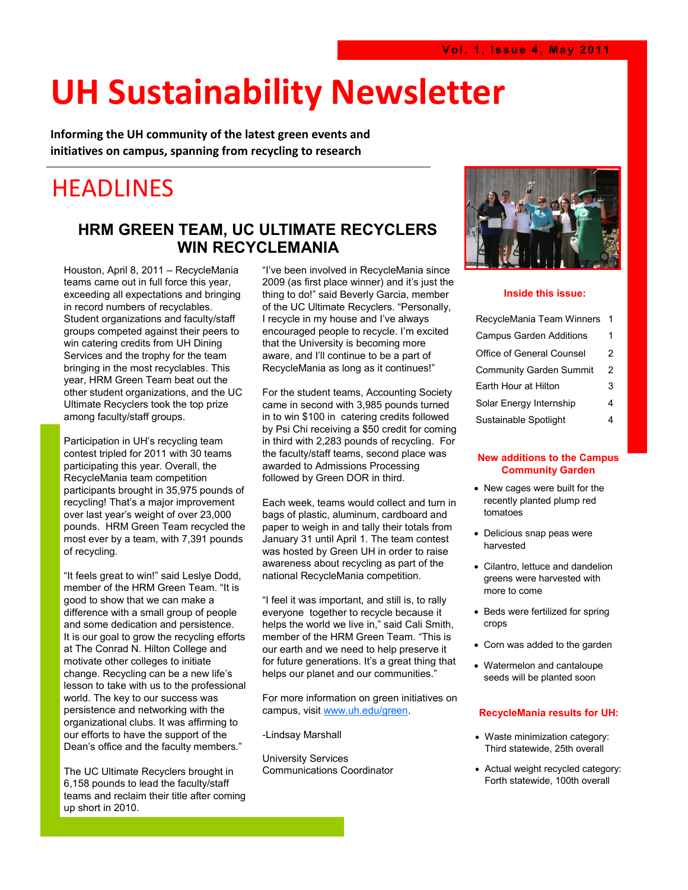# UH Sustainability Newsletter

**Informing the UH community of the latest green events and initiatives on campus, spanning from recycling to research**

## HEADLINES

### HRM GREEN TEAM, UC ULTIMATE RECYCLERS WIN RECYCLEMANIA

Houston, April 8, 2011 – RecycleMania teams came out in full force this year, exceeding all expectations and bringing in record numbers of recyclables. Student organizations and faculty/staff groups competed against their peers to win catering credits from UH Dining Services and the trophy for the team bringing in the most recyclables. This year, HRM Green Team beat out the other student organizations, and the UC Ultimate Recyclers took the top prize among faculty/staff groups.

Participation in UH's recycling team contest tripled for 2011 with 30 teams participating this year. Overall, the RecycleMania team competition participants brought in 35,975 pounds of recycling! That's a major improvement over last year's weight of over 23,000 pounds. HRM Green Team recycled the most ever by a team, with 7,391 pounds of recycling.

"It feels great to win!" said Leslye Dodd, member of the HRM Green Team. "It is good to show that we can make a difference with a small group of people and some dedication and persistence. It is our goal to grow the recycling efforts at The Conrad N. Hilton College and motivate other colleges to initiate change. Recycling can be a new life's lesson to take with us to the professional world. The key to our success was persistence and networking with the organizational clubs. It was affirming to our efforts to have the support of the Dean's office and the faculty members."

The UC Ultimate Recyclers brought in 6,158 pounds to lead the faculty/staff teams and reclaim their title after coming up short in 2010.

"I've been involved in RecycleMania since 2009 (as first place winner) and it's just the thing to do!" said Beverly Garcia, member of the UC Ultimate Recyclers. "Personally, I recycle in my house and I've always encouraged people to recycle. I'm excited that the University is becoming more aware, and I'll continue to be a part of RecycleMania as long as it continues!"

For the student teams, Accounting Society came in second with 3,985 pounds turned in to win $100 in catering credits followed by Psi Chi receiving a $50 credit for coming in third with 2,283 pounds of recycling. For the faculty/staff teams, second place was awarded to Admissions Processing followed by Green DOR in third.

Each week, teams would collect and turn in bags of plastic, aluminum, cardboard and paper to weigh in and tally their totals from January 31 until April 1. The team contest was hosted by Green UH in order to raise awareness about recycling as part of the national RecycleMania competition.

"I feel it was important, and still is, to rally everyone together to recycle because it helps the world we live in," said Cali Smith, member of the HRM Green Team. "This is our earth and we need to help preserve it for future generations. It's a great thing that helps our planet and our communities."

For more information on green initiatives on campus, visit [www.uh.edu/green](http://www.uh.edu/green).

-Lindsay Marshall

University Services
Communications Coordinator

**Inside this issue:**

| | |
|---|---|
| RecycleMania Team Winners | 1 |
| Campus Garden Additions | 1 |
| Office of General Counsel | 2 |
| Community Garden Summit | 2 |
| Earth Hour at Hilton | 3 |
| Solar Energy Internship | 4 |
| Sustainable Spotlight | 4 |

**New additions to the Campus Community Garden**

- New cages were built for the recently planted plump red tomatoes
- Delicious snap peas were harvested
- Cilantro, lettuce and dandelion greens were harvested with more to come
- Beds were fertilized for spring crops
- Corn was added to the garden
- Watermelon and cantaloupe seeds will be planted soon

**RecycleMania results for UH:**

- Waste minimization category: Third statewide, 25th overall
- Actual weight recycled category: Forth statewide, 100th overall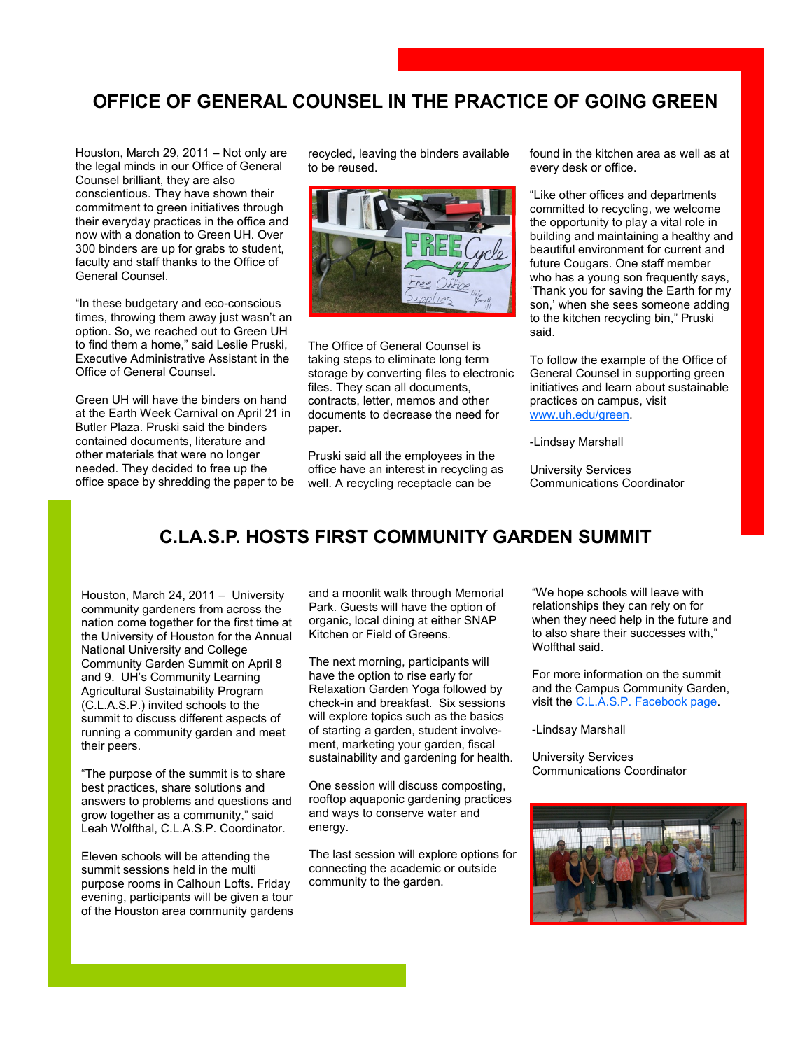## OFFICE OF GENERAL COUNSEL IN THE PRACTICE OF GOING GREEN

Houston, March 29, 2011 – Not only are the legal minds in our Office of General Counsel brilliant, they are also conscientious. They have shown their commitment to green initiatives through their everyday practices in the office and now with a donation to Green UH. Over 300 binders are up for grabs to student, faculty and staff thanks to the Office of General Counsel.

"In these budgetary and eco-conscious times, throwing them away just wasn't an option. So, we reached out to Green UH to find them a home," said Leslie Pruski, Executive Administrative Assistant in the Office of General Counsel.

Green UH will have the binders on hand at the Earth Week Carnival on April 21 in Butler Plaza. Pruski said the binders contained documents, literature and other materials that were no longer needed. They decided to free up the office space by shredding the paper to be recycled, leaving the binders available to be reused.

The Office of General Counsel is taking steps to eliminate long term storage by converting files to electronic files. They scan all documents, contracts, letter, memos and other documents to decrease the need for paper.

Pruski said all the employees in the office have an interest in recycling as well. A recycling receptacle can be found in the kitchen area as well as at every desk or office.

"Like other offices and departments committed to recycling, we welcome the opportunity to play a vital role in building and maintaining a healthy and beautiful environment for current and future Cougars. One staff member who has a young son frequently says, 'Thank you for saving the Earth for my son,' when she sees someone adding to the kitchen recycling bin," Pruski said.

To follow the example of the Office of General Counsel in supporting green initiatives and learn about sustainable practices on campus, visit www.uh.edu/green.

-Lindsay Marshall

University Services Communications Coordinator

## C.LA.S.P. HOSTS FIRST COMMUNITY GARDEN SUMMIT

Houston, March 24, 2011 – University community gardeners from across the nation come together for the first time at the University of Houston for the Annual National University and College Community Garden Summit on April 8 and 9. UH's Community Learning Agricultural Sustainability Program (C.L.A.S.P.) invited schools to the summit to discuss different aspects of running a community garden and meet their peers.

"The purpose of the summit is to share best practices, share solutions and answers to problems and questions and grow together as a community," said Leah Wolfthal, C.L.A.S.P. Coordinator.

Eleven schools will be attending the summit sessions held in the multi purpose rooms in Calhoun Lofts. Friday evening, participants will be given a tour of the Houston area community gardens and a moonlit walk through Memorial Park. Guests will have the option of organic, local dining at either SNAP Kitchen or Field of Greens.

The next morning, participants will have the option to rise early for Relaxation Garden Yoga followed by check-in and breakfast. Six sessions will explore topics such as the basics of starting a garden, student involvement, marketing your garden, fiscal sustainability and gardening for health.

One session will discuss composting, rooftop aquaponic gardening practices and ways to conserve water and energy.

The last session will explore options for connecting the academic or outside community to the garden.

"We hope schools will leave with relationships they can rely on for when they need help in the future and to also share their successes with," Wolfthal said.

For more information on the summit and the Campus Community Garden, visit the C.L.A.S.P. Facebook page.

-Lindsay Marshall

University Services Communications Coordinator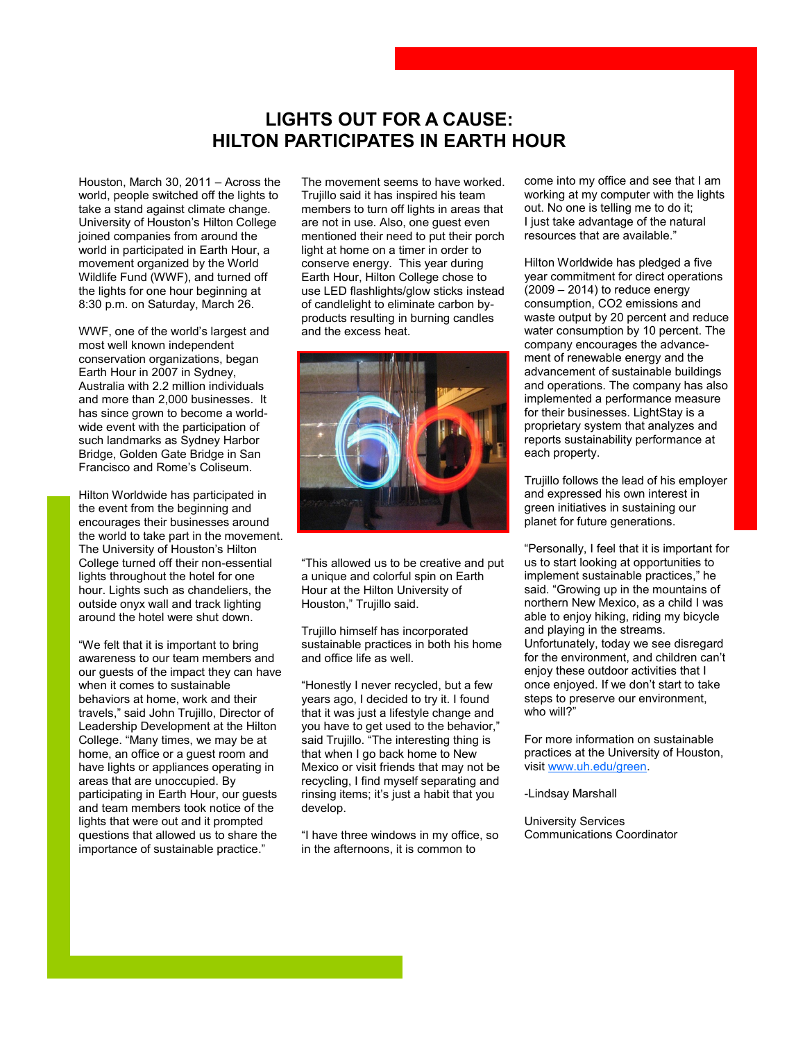# LIGHTS OUT FOR A CAUSE: HILTON PARTICIPATES IN EARTH HOUR

Houston, March 30, 2011 – Across the world, people switched off the lights to take a stand against climate change. University of Houston's Hilton College joined companies from around the world in participated in Earth Hour, a movement organized by the World Wildlife Fund (WWF), and turned off the lights for one hour beginning at 8:30 p.m. on Saturday, March 26.

WWF, one of the world's largest and most well known independent conservation organizations, began Earth Hour in 2007 in Sydney, Australia with 2.2 million individuals and more than 2,000 businesses. It has since grown to become a world-wide event with the participation of such landmarks as Sydney Harbor Bridge, Golden Gate Bridge in San Francisco and Rome's Coliseum.

Hilton Worldwide has participated in the event from the beginning and encourages their businesses around the world to take part in the movement. The University of Houston's Hilton College turned off their non-essential lights throughout the hotel for one hour. Lights such as chandeliers, the outside onyx wall and track lighting around the hotel were shut down.

"We felt that it is important to bring awareness to our team members and our guests of the impact they can have when it comes to sustainable behaviors at home, work and their travels," said John Trujillo, Director of Leadership Development at the Hilton College. "Many times, we may be at home, an office or a guest room and have lights or appliances operating in areas that are unoccupied. By participating in Earth Hour, our guests and team members took notice of the lights that were out and it prompted questions that allowed us to share the importance of sustainable practice."

The movement seems to have worked. Trujillo said it has inspired his team members to turn off lights in areas that are not in use. Also, one guest even mentioned their need to put their porch light at home on a timer in order to conserve energy. This year during Earth Hour, Hilton College chose to use LED flashlights/glow sticks instead of candlelight to eliminate carbon by-products resulting in burning candles and the excess heat.

"This allowed us to be creative and put a unique and colorful spin on Earth Hour at the Hilton University of Houston," Trujillo said.

Trujillo himself has incorporated sustainable practices in both his home and office life as well.

"Honestly I never recycled, but a few years ago, I decided to try it. I found that it was just a lifestyle change and you have to get used to the behavior," said Trujillo. "The interesting thing is that when I go back home to New Mexico or visit friends that may not be recycling, I find myself separating and rinsing items; it's just a habit that you develop.

"I have three windows in my office, so in the afternoons, it is common to come into my office and see that I am working at my computer with the lights out. No one is telling me to do it; I just take advantage of the natural resources that are available."

Hilton Worldwide has pledged a five year commitment for direct operations (2009 – 2014) to reduce energy consumption, $CO_2$ emissions and waste output by 20 percent and reduce water consumption by 10 percent. The company encourages the advancement of renewable energy and the advancement of sustainable buildings and operations. The company has also implemented a performance measure for their businesses. LightStay is a proprietary system that analyzes and reports sustainability performance at each property.

Trujillo follows the lead of his employer and expressed his own interest in green initiatives in sustaining our planet for future generations.

"Personally, I feel that it is important for us to start looking at opportunities to implement sustainable practices," he said. "Growing up in the mountains of northern New Mexico, as a child I was able to enjoy hiking, riding my bicycle and playing in the streams. Unfortunately, today we see disregard for the environment, and children can't enjoy these outdoor activities that I once enjoyed. If we don't start to take steps to preserve our environment, who will?"

For more information on sustainable practices at the University of Houston, visit [www.uh.edu/green](http://www.uh.edu/green).

-Lindsay Marshall

University Services
Communications Coordinator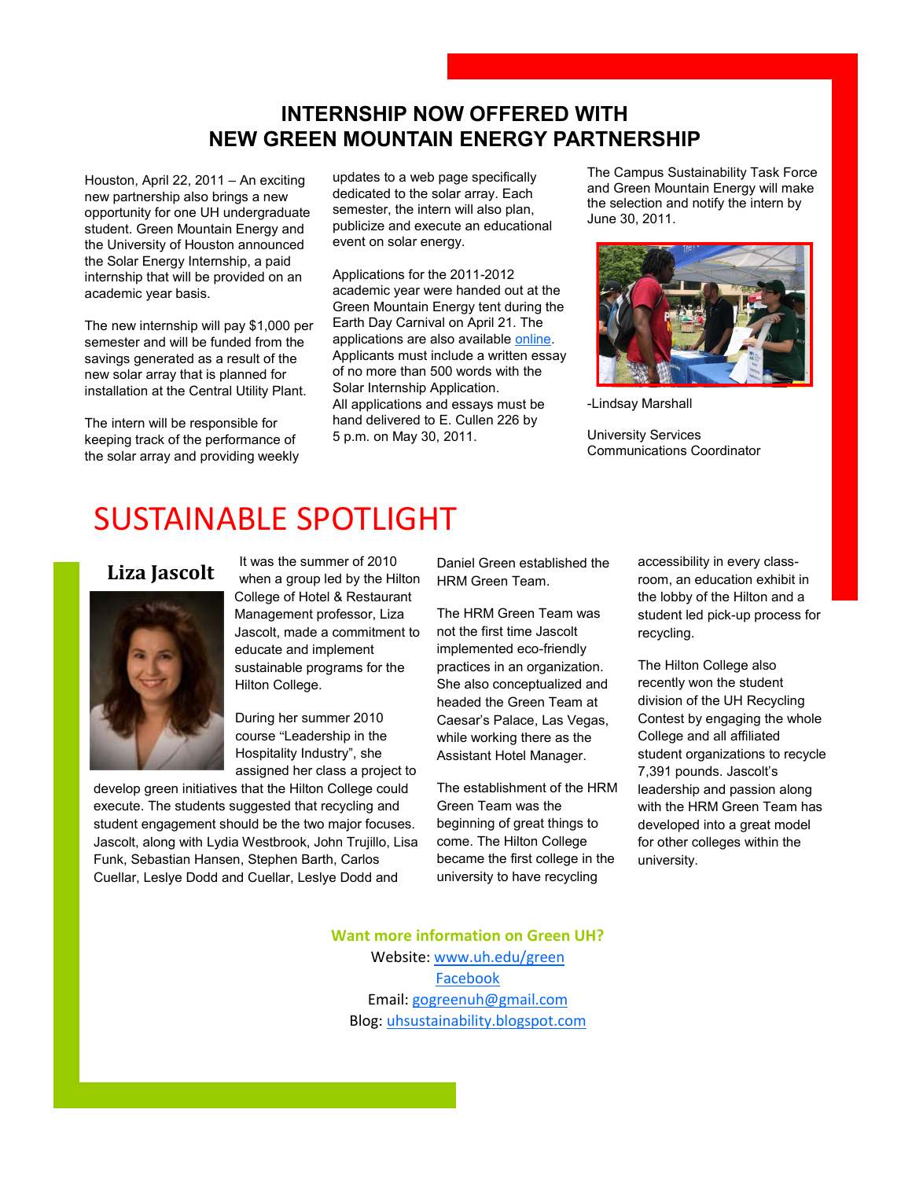## INTERNSHIP NOW OFFERED WITH NEW GREEN MOUNTAIN ENERGY PARTNERSHIP

Houston, April 22, 2011 – An exciting new partnership also brings a new opportunity for one UH undergraduate student. Green Mountain Energy and the University of Houston announced the Solar Energy Internship, a paid internship that will be provided on an academic year basis.

The new internship will pay $1,000 per semester and will be funded from the savings generated as a result of the new solar array that is planned for installation at the Central Utility Plant.

The intern will be responsible for keeping track of the performance of the solar array and providing weekly updates to a web page specifically dedicated to the solar array. Each semester, the intern will also plan, publicize and execute an educational event on solar energy.

Applications for the 2011-2012 academic year were handed out at the Green Mountain Energy tent during the Earth Day Carnival on April 21. The applications are also available online. Applicants must include a written essay of no more than 500 words with the Solar Internship Application. All applications and essays must be hand delivered to E. Cullen 226 by 5 p.m. on May 30, 2011.

The Campus Sustainability Task Force and Green Mountain Energy will make the selection and notify the intern by June 30, 2011.

-Lindsay Marshall

University Services Communications Coordinator

# SUSTAINABLE SPOTLIGHT

### Liza Jascolt

It was the summer of 2010 when a group led by the Hilton College of Hotel & Restaurant Management professor, Liza Jascolt, made a commitment to educate and implement sustainable programs for the Hilton College.

During her summer 2010 course "Leadership in the Hospitality Industry", she assigned her class a project to develop green initiatives that the Hilton College could execute. The students suggested that recycling and student engagement should be the two major focuses. Jascolt, along with Lydia Westbrook, John Trujillo, Lisa Funk, Sebastian Hansen, Stephen Barth, Carlos Cuellar, Leslye Dodd and Cuellar, Leslye Dodd and Daniel Green established the HRM Green Team.

The HRM Green Team was not the first time Jascolt implemented eco-friendly practices in an organization. She also conceptualized and headed the Green Team at Caesar's Palace, Las Vegas, while working there as the Assistant Hotel Manager.

The establishment of the HRM Green Team was the beginning of great things to come. The Hilton College became the first college in the university to have recycling accessibility in every class-room, an education exhibit in the lobby of the Hilton and a student led pick-up process for recycling.

The Hilton College also recently won the student division of the UH Recycling Contest by engaging the whole College and all affiliated student organizations to recycle 7,391 pounds. Jascolt's leadership and passion along with the HRM Green Team has developed into a great model for other colleges within the university.

**Want more information on Green UH?**

Website: www.uh.edu/green

Facebook

Email: gogreenuh@gmail.com

Blog: uhsustainability.blogspot.com